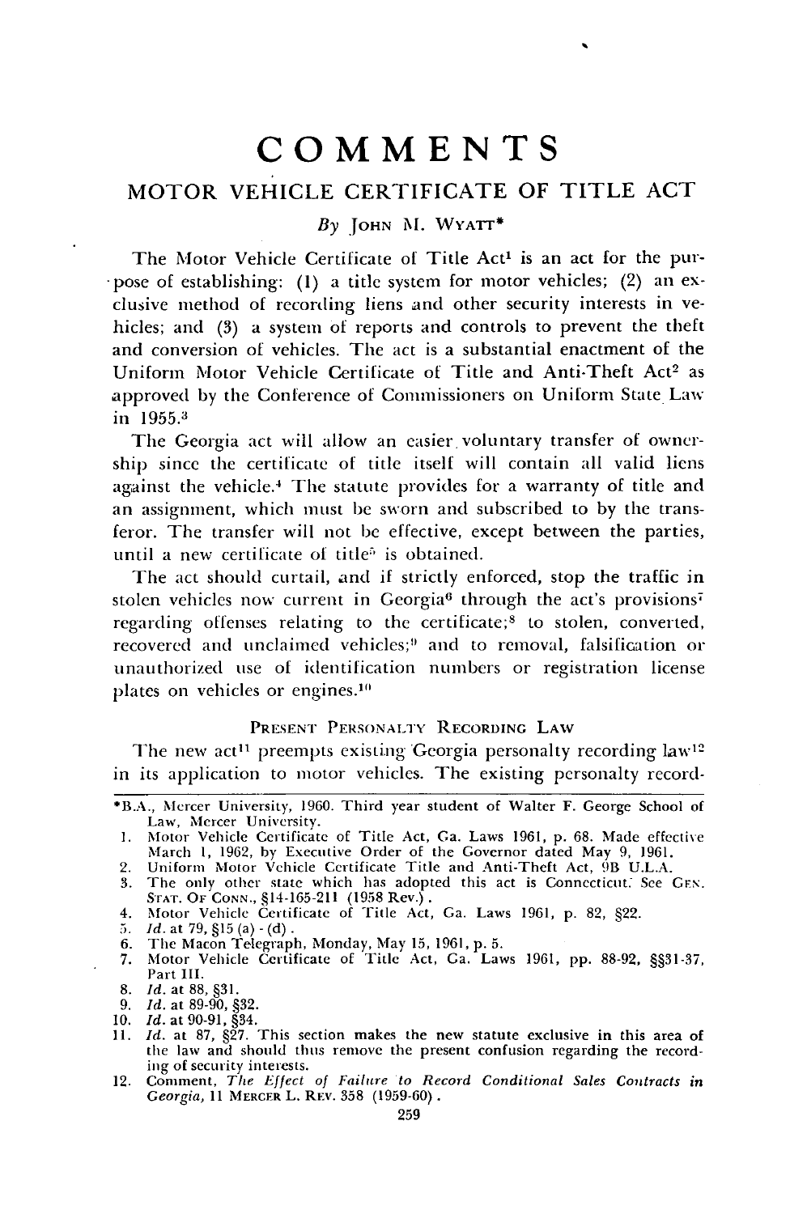# COMMENTS

## MOTOR VEHICLE CERTIFICATE OF TITLE ACT

*By* JOHN M. WYATT*

The Motor Vehicle Certificate of Title Act[1] is an act for the purpose of establishing: (1) a title system for motor vehicles; (2) an exclusive method of recording liens and other security interests in vehicles; and (3) a system of reports and controls to prevent the theft and conversion of vehicles. The act is a substantial enactment of the Uniform Motor Vehicle Certificate of Title and Anti-Theft Act[2] as approved by the Conference of Commissioners on Uniform State Law in 1955.[3]

The Georgia act will allow an easier voluntary transfer of ownership since the certificate of title itself will contain all valid liens against the vehicle.[4] The statute provides for a warranty of title and an assignment, which must be sworn and subscribed to by the transferor. The transfer will not be effective, except between the parties, until a new certificate of title[5] is obtained.

The act should curtail, and if strictly enforced, stop the traffic in stolen vehicles now current in Georgia[6] through the act's provisions[7] regarding offenses relating to the certificate;[8] to stolen, converted, recovered and unclaimed vehicles;[9] and to removal, falsification or unauthorized use of identification numbers or registration license plates on vehicles or engines.[10]

### PRESENT PERSONALTY RECORDING LAW

The new act[11] preempts existing Georgia personalty recording law[12] in its application to motor vehicles. The existing personalty record-

---

*B.A., Mercer University, 1960. Third year student of Walter F. George School of Law, Mercer University.

1. Motor Vehicle Certificate of Title Act, Ga. Laws 1961, p. 68. Made effective March 1, 1962, by Executive Order of the Governor dated May 9, 1961.
2. Uniform Motor Vehicle Certificate Title and Anti-Theft Act, 9B U.L.A.
3. The only other state which has adopted this act is Connecticut. See GEN. STAT. OF CONN., §14-165-211 (1958 Rev.).
4. Motor Vehicle Certificate of Title Act, Ga. Laws 1961, p. 82, §22.
5. *Id.* at 79, §15 (a) - (d).
6. The Macon Telegraph, Monday, May 15, 1961, p. 5.
7. Motor Vehicle Certificate of Title Act, Ga. Laws 1961, pp. 88-92, §§31-37, Part III.
8. *Id.* at 88, §31.
9. *Id.* at 89-90, §32.
10. *Id.* at 90-91, §34.
11. *Id.* at 87, §27. This section makes the new statute exclusive in this area of the law and should thus remove the present confusion regarding the recording of security interests.
12. Comment, *The Effect of Failure to Record Conditional Sales Contracts in Georgia*, 11 MERCER L. REV. 358 (1959-60).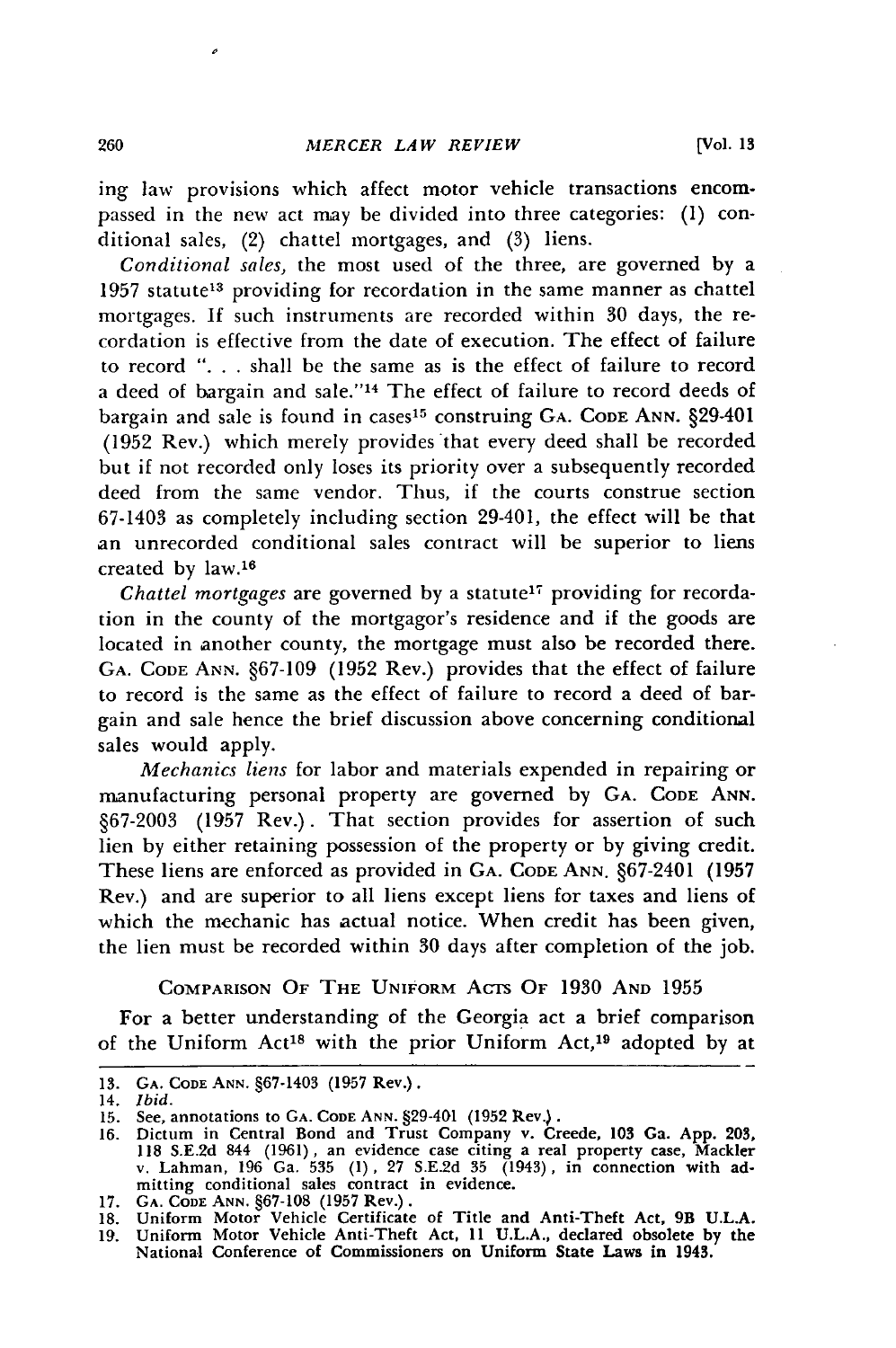ing law provisions which affect motor vehicle transactions encompassed in the new act may be divided into three categories: (1) conditional sales, (2) chattel mortgages, and (3) liens.

*Conditional sales,* the most used of the three, are governed by a 1957 statute[13] providing for recordation in the same manner as chattel mortgages. If such instruments are recorded within 30 days, the recordation is effective from the date of execution. The effect of failure to record ". . . shall be the same as is the effect of failure to record a deed of bargain and sale."[14] The effect of failure to record deeds of bargain and sale is found in cases[15] construing GA. CODE ANN. §29-401 (1952 Rev.) which merely provides that every deed shall be recorded but if not recorded only loses its priority over a subsequently recorded deed from the same vendor. Thus, if the courts construe section 67-1403 as completely including section 29-401, the effect will be that an unrecorded conditional sales contract will be superior to liens created by law.[16]

*Chattel mortgages* are governed by a statute[17] providing for recordation in the county of the mortgagor's residence and if the goods are located in another county, the mortgage must also be recorded there. GA. CODE ANN. §67-109 (1952 Rev.) provides that the effect of failure to record is the same as the effect of failure to record a deed of bargain and sale hence the brief discussion above concerning conditional sales would apply.

*Mechanics liens* for labor and materials expended in repairing or manufacturing personal property are governed by GA. CODE ANN. §67-2003 (1957 Rev.). That section provides for assertion of such lien by either retaining possession of the property or by giving credit. These liens are enforced as provided in GA. CODE ANN. §67-2401 (1957 Rev.) and are superior to all liens except liens for taxes and liens of which the mechanic has actual notice. When credit has been given, the lien must be recorded within 30 days after completion of the job.

## COMPARISON OF THE UNIFORM ACTS OF 1930 AND 1955

For a better understanding of the Georgia act a brief comparison of the Uniform Act[18] with the prior Uniform Act,[19] adopted by at

---

13. GA. CODE ANN. §67-1403 (1957 Rev.).
14. *Ibid.*
15. See, annotations to GA. CODE ANN. §29-401 (1952 Rev.).
16. Dictum in Central Bond and Trust Company v. Creede, 103 Ga. App. 203, 118 S.E.2d 844 (1961), an evidence case citing a real property case, Mackler v. Lahman, 196 Ga. 535 (1), 27 S.E.2d 35 (1943), in connection with admitting conditional sales contract in evidence.
17. GA. CODE ANN. §67-108 (1957 Rev.).
18. Uniform Motor Vehicle Certificate of Title and Anti-Theft Act, 9B U.L.A.
19. Uniform Motor Vehicle Anti-Theft Act, 11 U.L.A., declared obsolete by the National Conference of Commissioners on Uniform State Laws in 1943.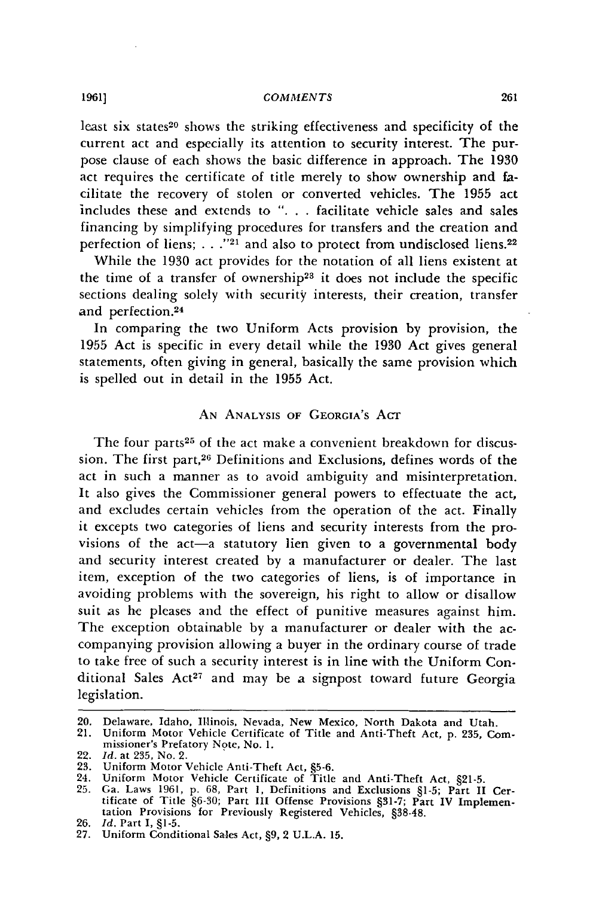least six states[20] shows the striking effectiveness and specificity of the current act and especially its attention to security interest. The purpose clause of each shows the basic difference in approach. The 1930 act requires the certificate of title merely to show ownership and facilitate the recovery of stolen or converted vehicles. The 1955 act includes these and extends to ". . . facilitate vehicle sales and sales financing by simplifying procedures for transfers and the creation and perfection of liens; . . ."[21] and also to protect from undisclosed liens.[22]

While the 1930 act provides for the notation of all liens existent at the time of a transfer of ownership[23] it does not include the specific sections dealing solely with security interests, their creation, transfer and perfection.[24]

In comparing the two Uniform Acts provision by provision, the 1955 Act is specific in every detail while the 1930 Act gives general statements, often giving in general, basically the same provision which is spelled out in detail in the 1955 Act.

## An Analysis of Georgia's Act

The four parts[25] of the act make a convenient breakdown for discussion. The first part,[26] Definitions and Exclusions, defines words of the act in such a manner as to avoid ambiguity and misinterpretation. It also gives the Commissioner general powers to effectuate the act, and excludes certain vehicles from the operation of the act. Finally it excepts two categories of liens and security interests from the provisions of the act—a statutory lien given to a governmental body and security interest created by a manufacturer or dealer. The last item, exception of the two categories of liens, is of importance in avoiding problems with the sovereign, his right to allow or disallow suit as he pleases and the effect of punitive measures against him. The exception obtainable by a manufacturer or dealer with the accompanying provision allowing a buyer in the ordinary course of trade to take free of such a security interest is in line with the Uniform Conditional Sales Act[27] and may be a signpost toward future Georgia legislation.

---

20. Delaware, Idaho, Illinois, Nevada, New Mexico, North Dakota and Utah.
21. Uniform Motor Vehicle Certificate of Title and Anti-Theft Act, p. 235, Commissioner's Prefatory Note, No. 1.
22. *Id.* at 235, No. 2.
23. Uniform Motor Vehicle Anti-Theft Act, §5-6.
24. Uniform Motor Vehicle Certificate of Title and Anti-Theft Act, §21-5.
25. Ga. Laws 1961, p. 68, Part I, Definitions and Exclusions §1-5; Part II Certificate of Title §6-30; Part III Offense Provisions §31-7; Part IV Implementation Provisions for Previously Registered Vehicles, §38-48.
26. *Id.* Part I, §1-5.
27. Uniform Conditional Sales Act, §9, 2 U.L.A. 15.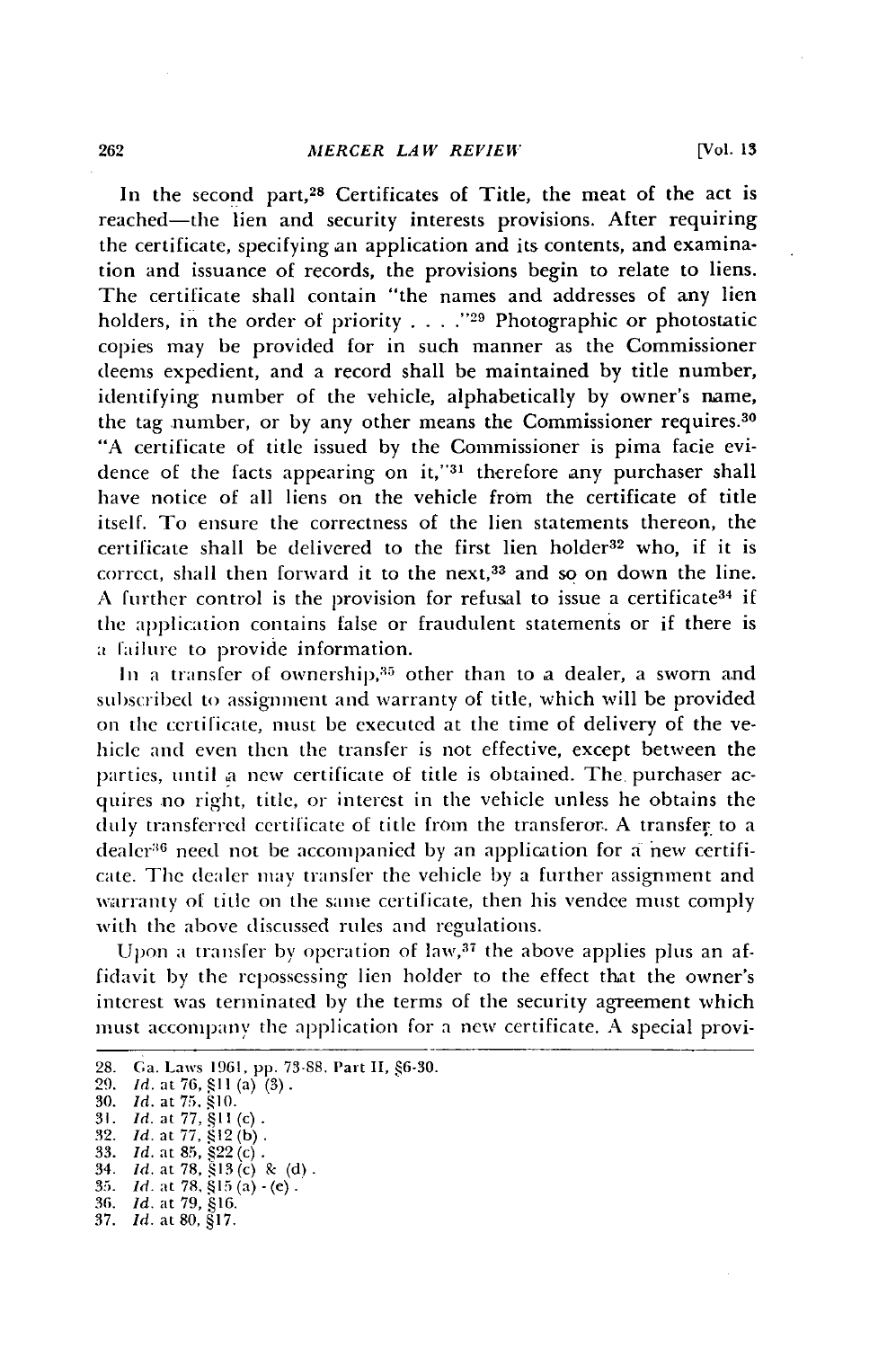In the second part,[28] Certificates of Title, the meat of the act is reached—the lien and security interests provisions. After requiring the certificate, specifying an application and its contents, and examination and issuance of records, the provisions begin to relate to liens. The certificate shall contain "the names and addresses of any lien holders, in the order of priority . . . ."[29] Photographic or photostatic copies may be provided for in such manner as the Commissioner deems expedient, and a record shall be maintained by title number, identifying number of the vehicle, alphabetically by owner's name, the tag number, or by any other means the Commissioner requires.[30] "A certificate of title issued by the Commissioner is pima facie evidence of the facts appearing on it,"[31] therefore any purchaser shall have notice of all liens on the vehicle from the certificate of title itself. To ensure the correctness of the lien statements thereon, the certificate shall be delivered to the first lien holder[32] who, if it is correct, shall then forward it to the next,[33] and so on down the line. A further control is the provision for refusal to issue a certificate[34] if the application contains false or fraudulent statements or if there is a failure to provide information.

In a transfer of ownership,[35] other than to a dealer, a sworn and subscribed to assignment and warranty of title, which will be provided on the certificate, must be executed at the time of delivery of the vehicle and even then the transfer is not effective, except between the parties, until a new certificate of title is obtained. The purchaser acquires no right, title, or interest in the vehicle unless he obtains the duly transferred certificate of title from the transferor. A transfer to a dealer[36] need not be accompanied by an application for a new certificate. The dealer may transfer the vehicle by a further assignment and warranty of title on the same certificate, then his vendee must comply with the above discussed rules and regulations.

Upon a transfer by operation of law,[37] the above applies plus an affidavit by the repossessing lien holder to the effect that the owner's interest was terminated by the terms of the security agreement which must accompany the application for a new certificate. A special provi-

---

28. Ga. Laws 1961, pp. 73-88. Part II, §6-30.
29. *Id.* at 76, §11 (a) (3).
30. *Id.* at 75, §10.
31. *Id.* at 77, §11 (c).
32. *Id.* at 77, §12 (b).
33. *Id.* at 85, §22 (c).
34. *Id.* at 78, §13 (c) & (d).
35. *Id.* at 78, §15 (a) - (e).
36. *Id.* at 79, §16.
37. *Id.* at 80, §17.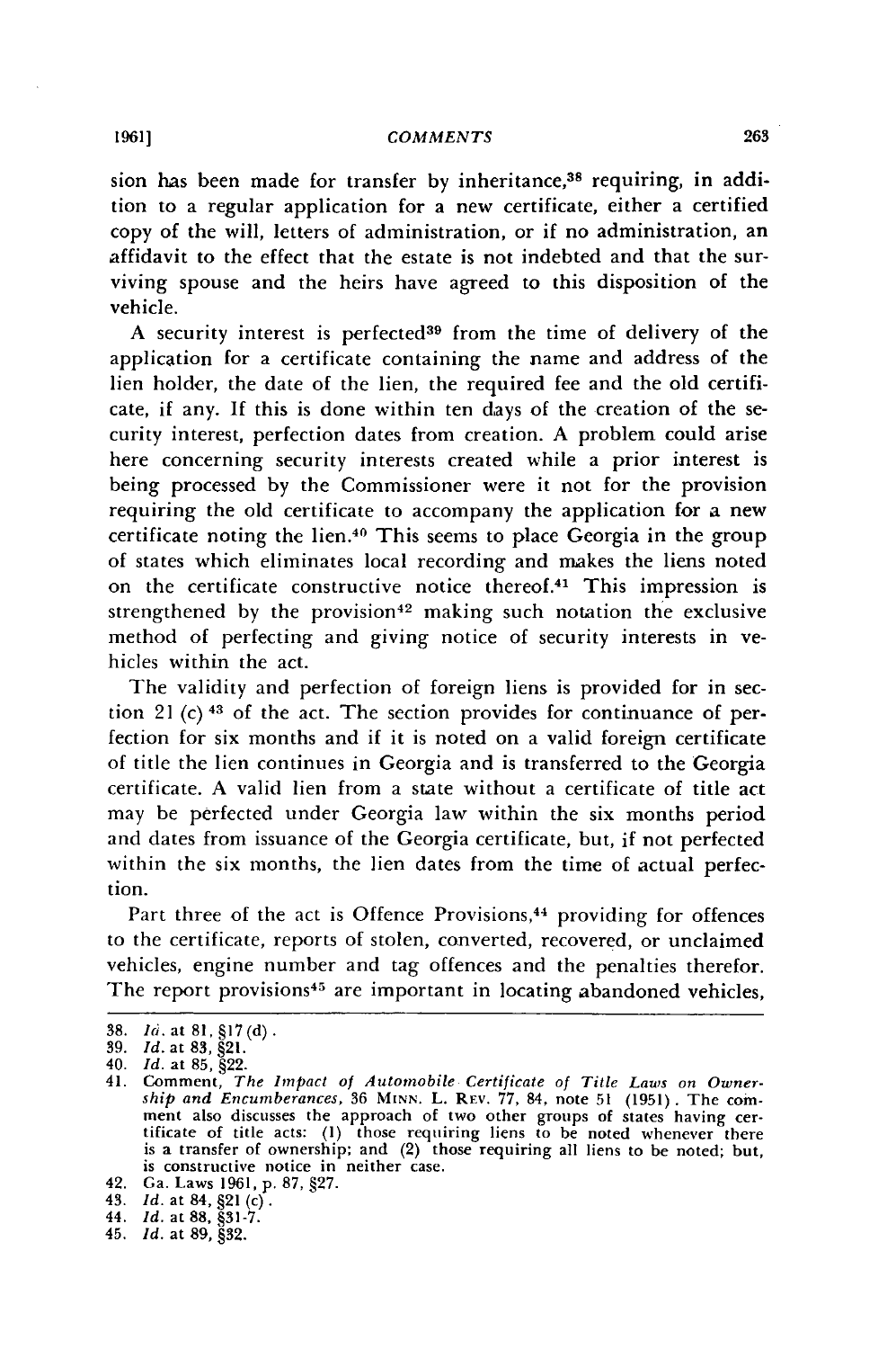sion has been made for transfer by inheritance,[38] requiring, in addition to a regular application for a new certificate, either a certified copy of the will, letters of administration, or if no administration, an affidavit to the effect that the estate is not indebted and that the surviving spouse and the heirs have agreed to this disposition of the vehicle.

A security interest is perfected[39] from the time of delivery of the application for a certificate containing the name and address of the lien holder, the date of the lien, the required fee and the old certificate, if any. If this is done within ten days of the creation of the security interest, perfection dates from creation. A problem could arise here concerning security interests created while a prior interest is being processed by the Commissioner were it not for the provision requiring the old certificate to accompany the application for a new certificate noting the lien.[40] This seems to place Georgia in the group of states which eliminates local recording and makes the liens noted on the certificate constructive notice thereof.[41] This impression is strengthened by the provision[42] making such notation the exclusive method of perfecting and giving notice of security interests in vehicles within the act.

The validity and perfection of foreign liens is provided for in section 21 (c) [43] of the act. The section provides for continuance of perfection for six months and if it is noted on a valid foreign certificate of title the lien continues in Georgia and is transferred to the Georgia certificate. A valid lien from a state without a certificate of title act may be perfected under Georgia law within the six months period and dates from issuance of the Georgia certificate, but, if not perfected within the six months, the lien dates from the time of actual perfection.

Part three of the act is Offence Provisions,[44] providing for offences to the certificate, reports of stolen, converted, recovered, or unclaimed vehicles, engine number and tag offences and the penalties therefor. The report provisions[45] are important in locating abandoned vehicles,

---

38. *Id.* at 81, §17 (d).
39. *Id.* at 83, §21.
40. *Id.* at 85, §22.
41. Comment, *The Impact of Automobile Certificate of Title Laws on Ownership and Encumberances*, 36 MINN. L. REV. 77, 84, note 51 (1951). The comment also discusses the approach of two other groups of states having certificate of title acts: (1) those requiring liens to be noted whenever there is a transfer of ownership; and (2) those requiring all liens to be noted; but, is constructive notice in neither case.
42. Ga. Laws 1961, p. 87, §27.
43. *Id.* at 84, §21 (c).
44. *Id.* at 88, §31-7.
45. *Id.* at 89, §32.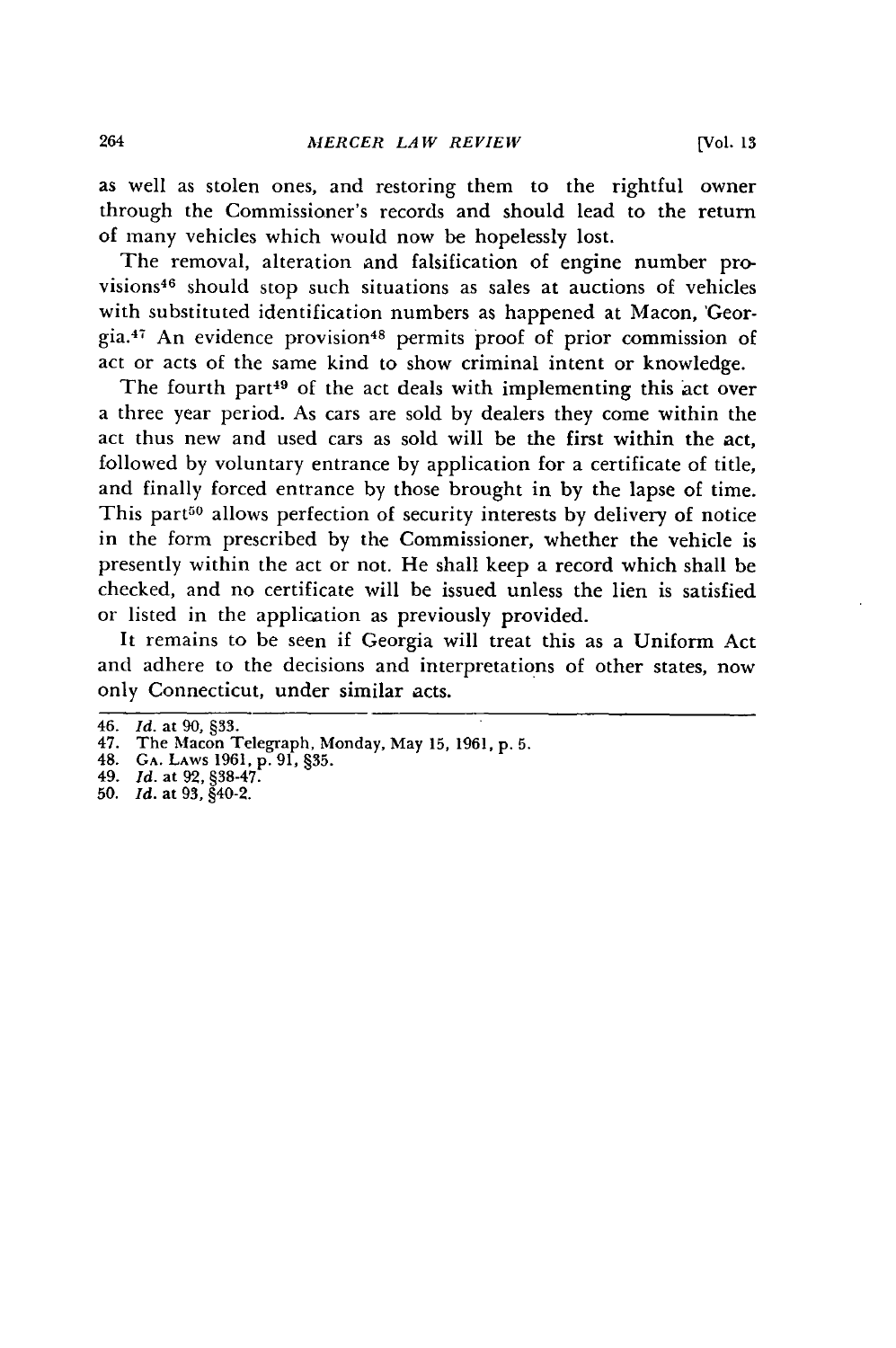as well as stolen ones, and restoring them to the rightful owner through the Commissioner's records and should lead to the return of many vehicles which would now be hopelessly lost.

The removal, alteration and falsification of engine number provisions[46] should stop such situations as sales at auctions of vehicles with substituted identification numbers as happened at Macon, Georgia.[47] An evidence provision[48] permits proof of prior commission of act or acts of the same kind to show criminal intent or knowledge.

The fourth part[49] of the act deals with implementing this act over a three year period. As cars are sold by dealers they come within the act thus new and used cars as sold will be the first within the act, followed by voluntary entrance by application for a certificate of title, and finally forced entrance by those brought in by the lapse of time. This part[50] allows perfection of security interests by delivery of notice in the form prescribed by the Commissioner, whether the vehicle is presently within the act or not. He shall keep a record which shall be checked, and no certificate will be issued unless the lien is satisfied or listed in the application as previously provided.

It remains to be seen if Georgia will treat this as a Uniform Act and adhere to the decisions and interpretations of other states, now only Connecticut, under similar acts.

---

46. *Id.* at 90, §33.
47. The Macon Telegraph, Monday, May 15, 1961, p. 5.
48. GA. LAWS 1961, p. 91, §35.
49. *Id.* at 92, §38-47.
50. *Id.* at 93, §40-2.